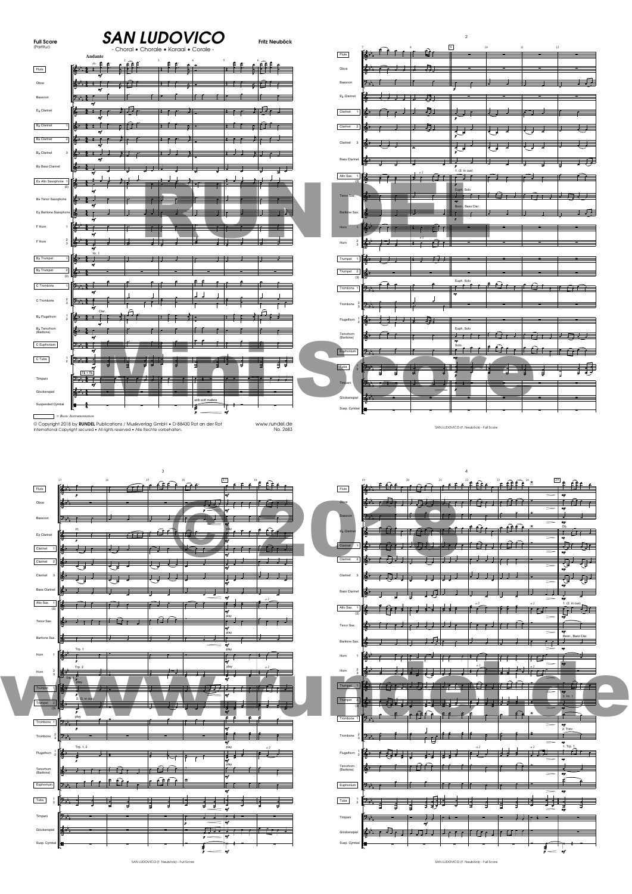**Full Score**
(Partitur)

# SAN LUDOVICO

- Choral • Chorale • Koraal • Corale -

**Fritz Neuböck**

Andante

= Basic Instrumentation

© Copyright 2018 by **RUNDEL** Publications / Musikverlag GmbH • D-88430 Rot an der Rot
International Copyright secured • All rights reserved • Alle Rechte vorbehalten.

www.rundel.de
No. 2683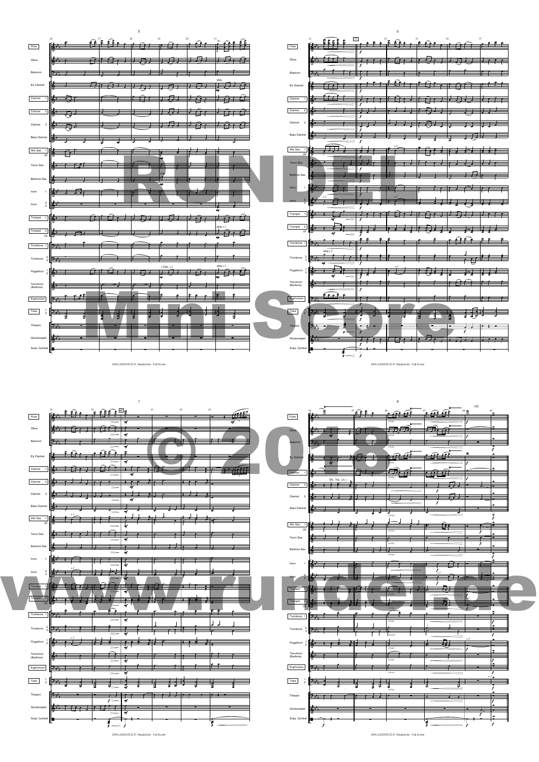SAN LUDOVICO (F. Neubböck) - Full Score

SAN LUDOVICO (F. Neubböck) - Full Score

SAN LUDOVICO (F. Neubböck) - Full Score

SAN LUDOVICO (F. Neubböck) - Full Score

RUNDEL Mini Score © 2018 www.rundel.de